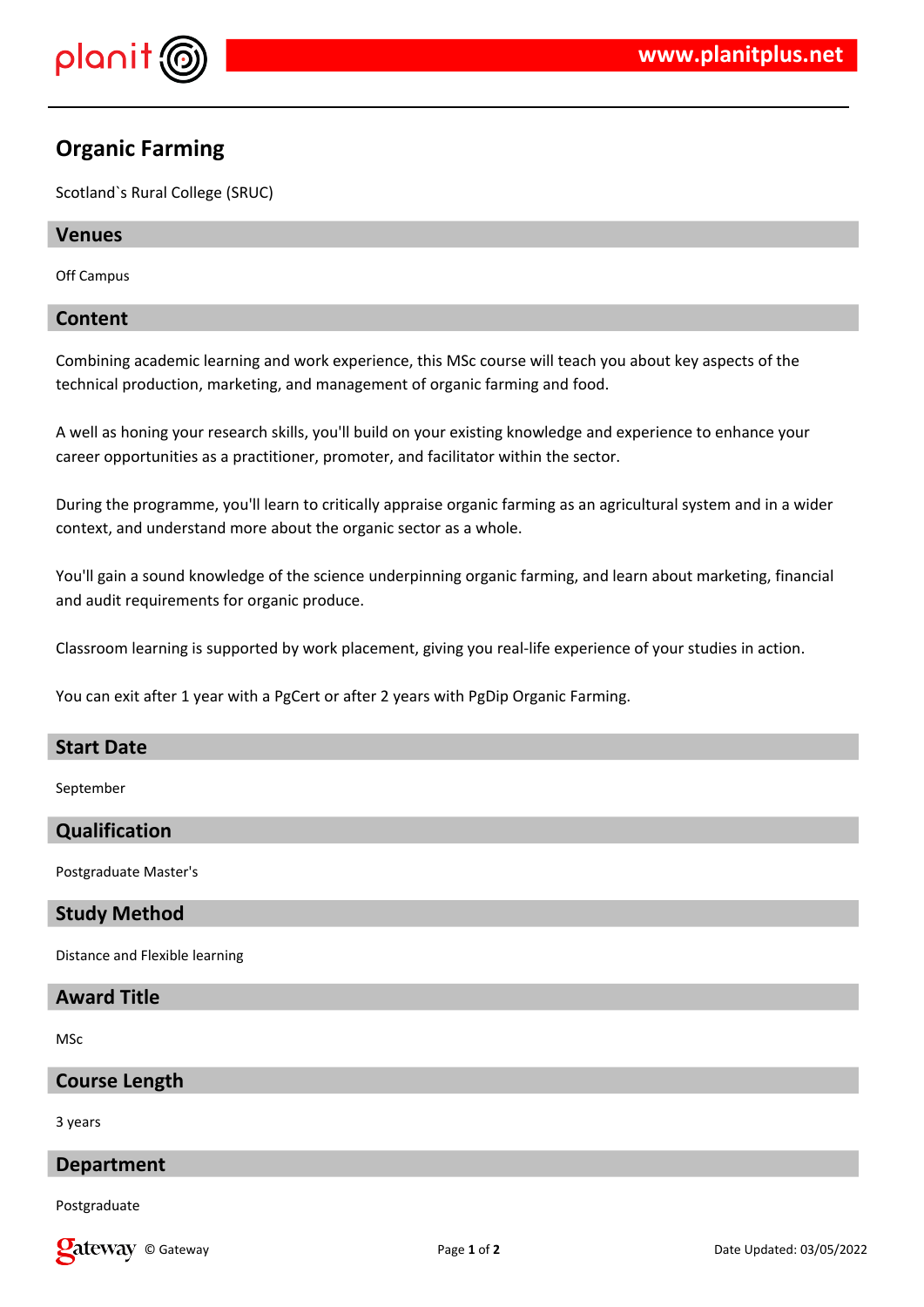# Organic Farming

Scotland`s Rural College (SRUC)

## Venues

Off Campus

## Content

Combining academic learning and work experience, this MSc course will teach you about key aspects of the technical production, marketing, and management of organic farming and food.

A well as honing your research skills, you'll build on your existing knowledge and experience to enhance your career opportunities as a practitioner, promoter, and facilitator within the sector.

During the programme, you'll learn to critically appraise organic farming as an agricultural system and in a wider context, and understand more about the organic sector as a whole.

You'll gain a sound knowledge of the science underpinning organic farming, and learn about marketing, financial and audit requirements for organic produce.

Classroom learning is supported by work placement, giving you real-life experience of your studies in action.

You can exit after 1 year with a PgCert or after 2 years with PgDip Organic Farming.

## Start Date

September

## Qualification

Postgraduate Master's

## Study Method

Distance and Flexible learning

## Award Title

MSc

## Course Length

3 years

## Department

Postgraduate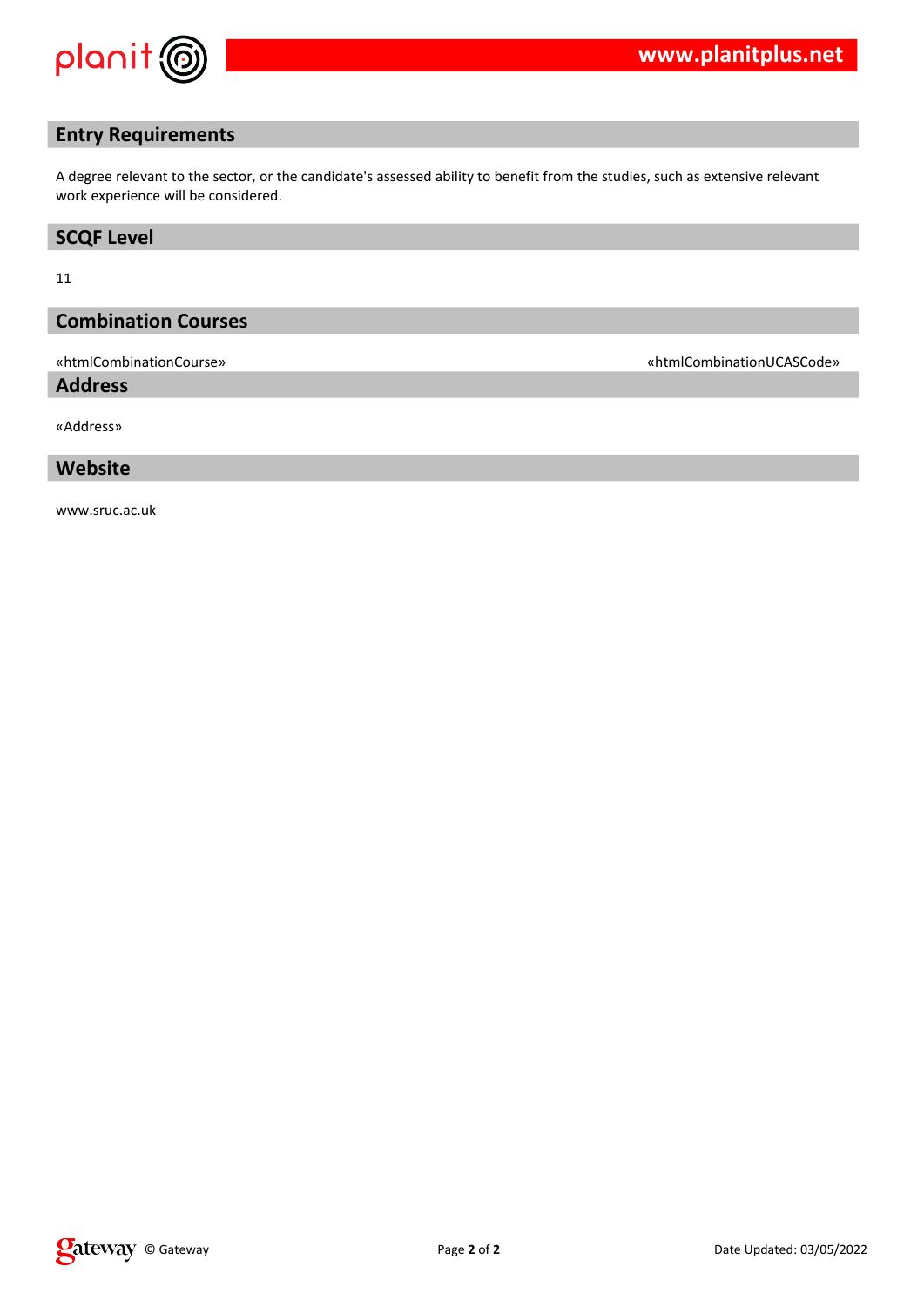## Entry Requirements

A degree relevant to the sector, or the candidate's assessed ability to benefit from the studies, such as extensive relevant work experience will be considered.

## SCQF Level

11

## Combination Courses

«htmlCombinationCourse» «htmlCombinationUCASCode»

## Address

«Address»

## Website

www.sruc.ac.uk